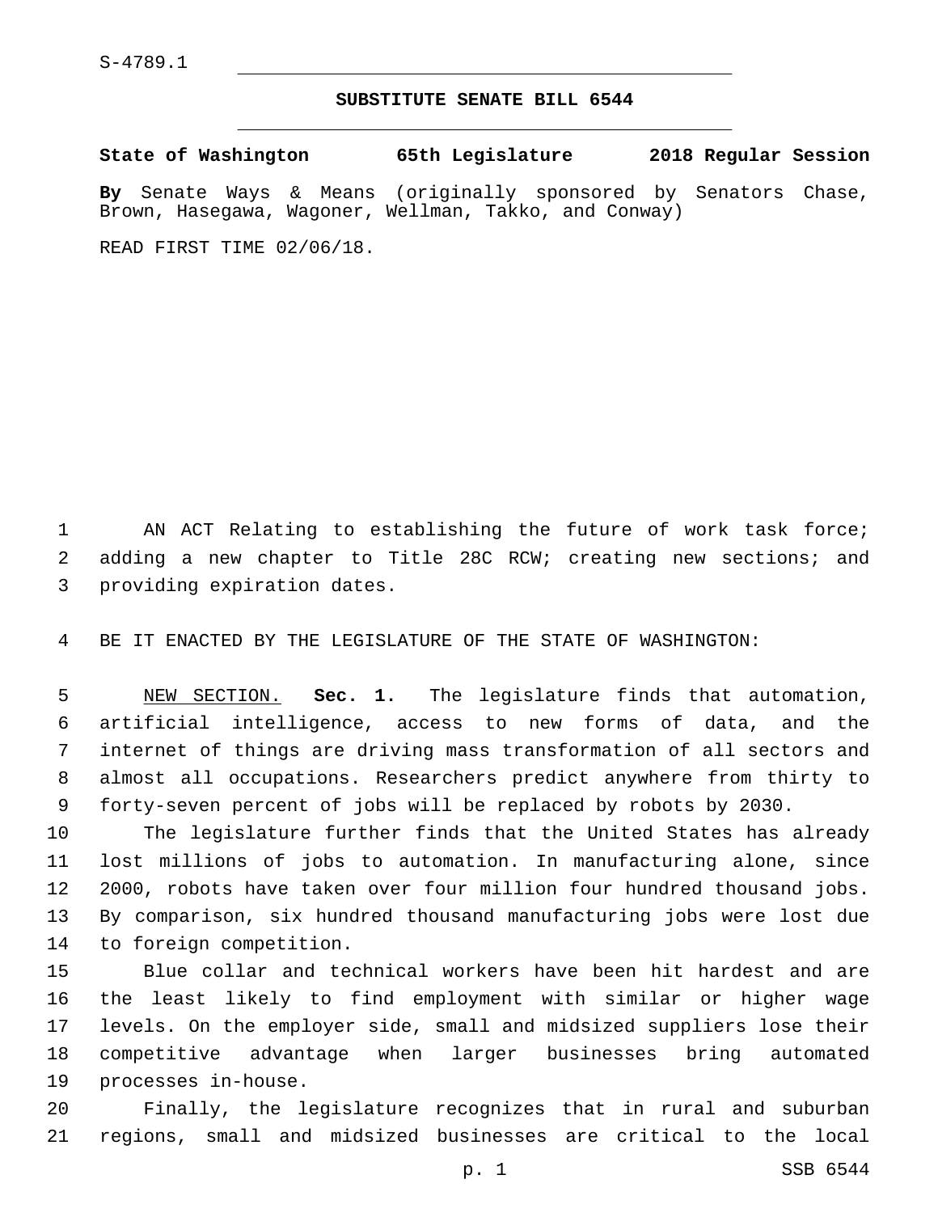S-4789.1

## SUBSTITUTE SENATE BILL 6544

**State of Washington 65th Legislature 2018 Regular Session**

**By** Senate Ways & Means (originally sponsored by Senators Chase, Brown, Hasegawa, Wagoner, Wellman, Takko, and Conway)

READ FIRST TIME 02/06/18.

AN ACT Relating to establishing the future of work task force; adding a new chapter to Title 28C RCW; creating new sections; and providing expiration dates.

BE IT ENACTED BY THE LEGISLATURE OF THE STATE OF WASHINGTON:

NEW SECTION. **Sec. 1.** The legislature finds that automation, artificial intelligence, access to new forms of data, and the internet of things are driving mass transformation of all sectors and almost all occupations. Researchers predict anywhere from thirty to forty-seven percent of jobs will be replaced by robots by 2030.

The legislature further finds that the United States has already lost millions of jobs to automation. In manufacturing alone, since 2000, robots have taken over four million four hundred thousand jobs. By comparison, six hundred thousand manufacturing jobs were lost due to foreign competition.

Blue collar and technical workers have been hit hardest and are the least likely to find employment with similar or higher wage levels. On the employer side, small and midsized suppliers lose their competitive advantage when larger businesses bring automated processes in-house.

Finally, the legislature recognizes that in rural and suburban regions, small and midsized businesses are critical to the local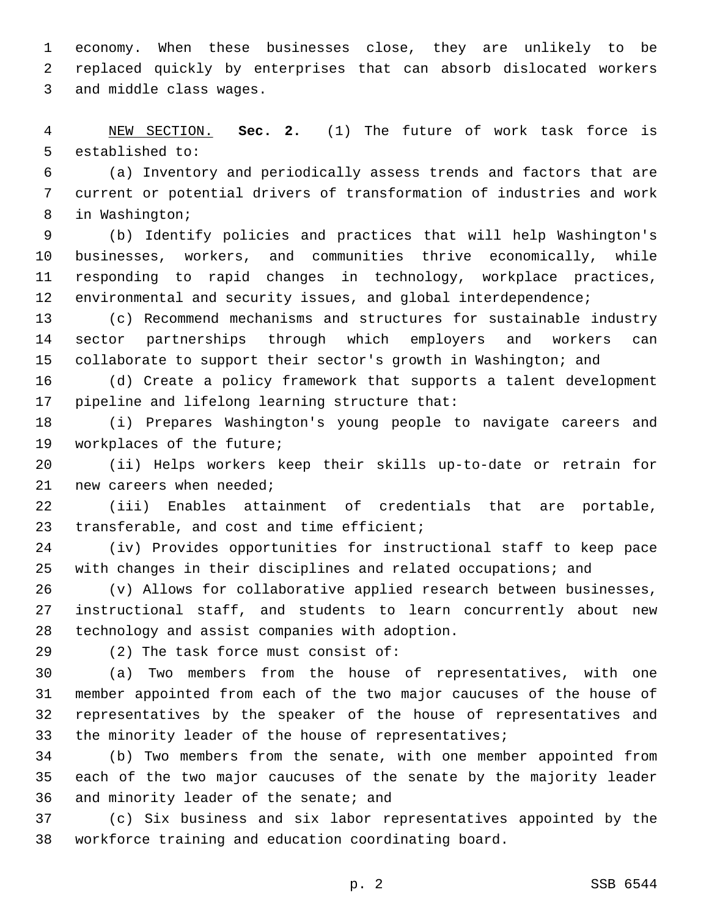economy. When these businesses close, they are unlikely to be replaced quickly by enterprises that can absorb dislocated workers and middle class wages.

NEW SECTION. **Sec. 2.** (1) The future of work task force is established to:

(a) Inventory and periodically assess trends and factors that are current or potential drivers of transformation of industries and work in Washington;

(b) Identify policies and practices that will help Washington's businesses, workers, and communities thrive economically, while responding to rapid changes in technology, workplace practices, environmental and security issues, and global interdependence;

(c) Recommend mechanisms and structures for sustainable industry sector partnerships through which employers and workers can collaborate to support their sector's growth in Washington; and

(d) Create a policy framework that supports a talent development pipeline and lifelong learning structure that:

(i) Prepares Washington's young people to navigate careers and workplaces of the future;

(ii) Helps workers keep their skills up-to-date or retrain for new careers when needed;

(iii) Enables attainment of credentials that are portable, transferable, and cost and time efficient;

(iv) Provides opportunities for instructional staff to keep pace with changes in their disciplines and related occupations; and

(v) Allows for collaborative applied research between businesses, instructional staff, and students to learn concurrently about new technology and assist companies with adoption.

(2) The task force must consist of:

(a) Two members from the house of representatives, with one member appointed from each of the two major caucuses of the house of representatives by the speaker of the house of representatives and the minority leader of the house of representatives;

(b) Two members from the senate, with one member appointed from each of the two major caucuses of the senate by the majority leader and minority leader of the senate; and

(c) Six business and six labor representatives appointed by the workforce training and education coordinating board.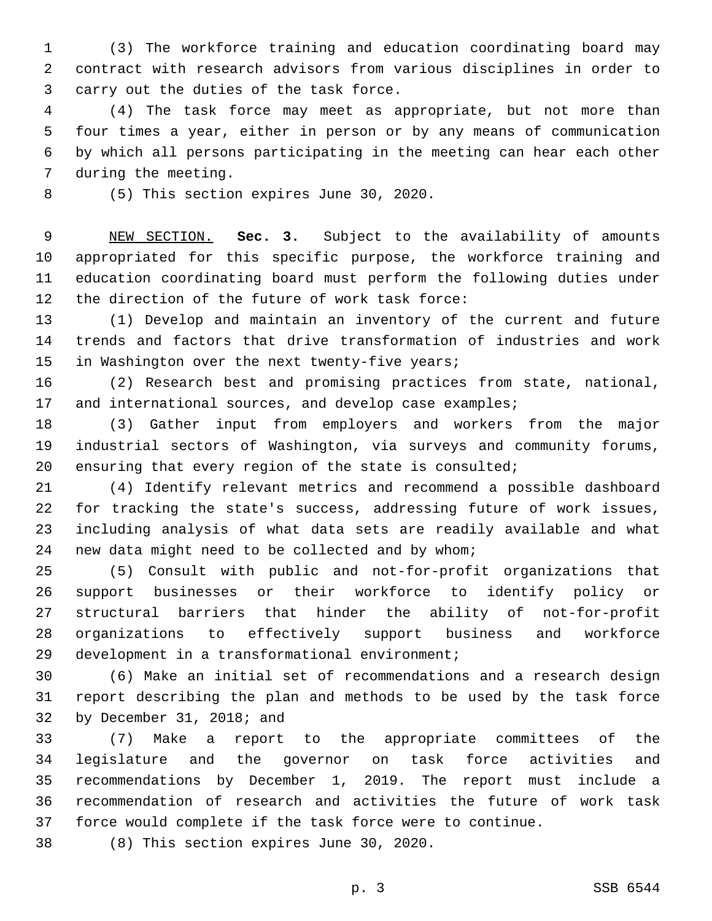(3) The workforce training and education coordinating board may contract with research advisors from various disciplines in order to carry out the duties of the task force.

(4) The task force may meet as appropriate, but not more than four times a year, either in person or by any means of communication by which all persons participating in the meeting can hear each other during the meeting.

(5) This section expires June 30, 2020.

NEW SECTION. **Sec. 3.** Subject to the availability of amounts appropriated for this specific purpose, the workforce training and education coordinating board must perform the following duties under the direction of the future of work task force:

(1) Develop and maintain an inventory of the current and future trends and factors that drive transformation of industries and work in Washington over the next twenty-five years;

(2) Research best and promising practices from state, national, and international sources, and develop case examples;

(3) Gather input from employers and workers from the major industrial sectors of Washington, via surveys and community forums, ensuring that every region of the state is consulted;

(4) Identify relevant metrics and recommend a possible dashboard for tracking the state's success, addressing future of work issues, including analysis of what data sets are readily available and what new data might need to be collected and by whom;

(5) Consult with public and not-for-profit organizations that support businesses or their workforce to identify policy or structural barriers that hinder the ability of not-for-profit organizations to effectively support business and workforce development in a transformational environment;

(6) Make an initial set of recommendations and a research design report describing the plan and methods to be used by the task force by December 31, 2018; and

(7) Make a report to the appropriate committees of the legislature and the governor on task force activities and recommendations by December 1, 2019. The report must include a recommendation of research and activities the future of work task force would complete if the task force were to continue.

(8) This section expires June 30, 2020.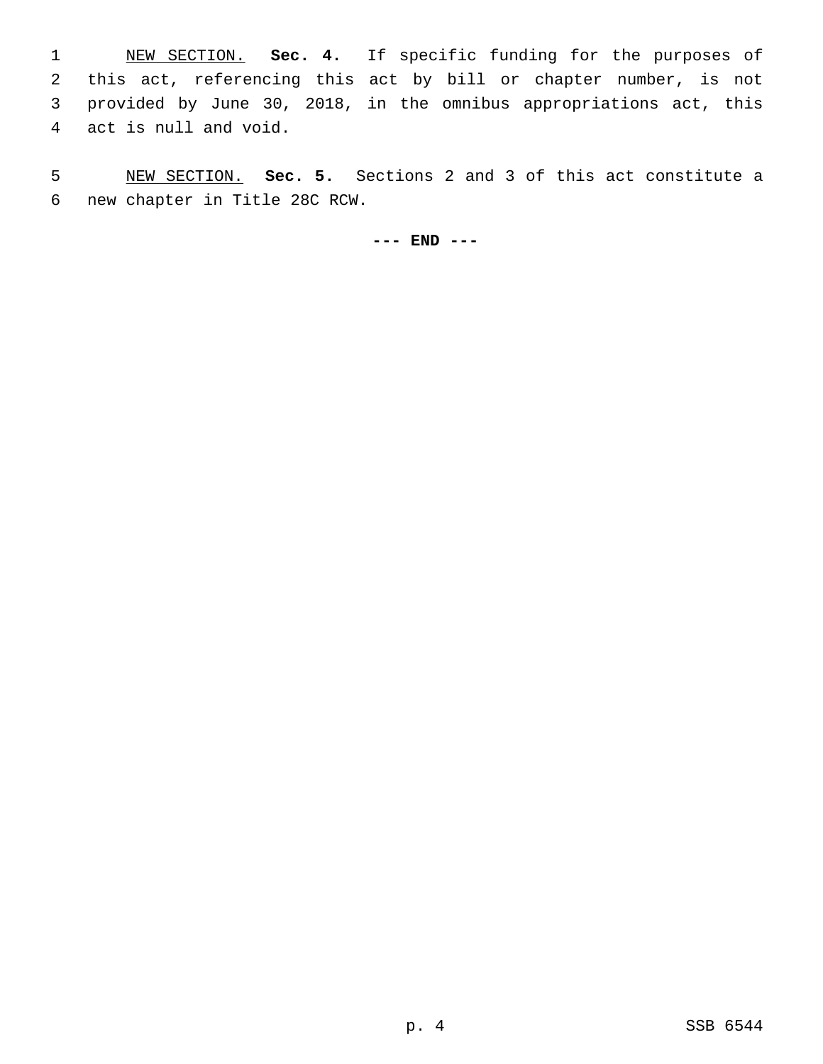NEW SECTION. **Sec. 4.** If specific funding for the purposes of this act, referencing this act by bill or chapter number, is not provided by June 30, 2018, in the omnibus appropriations act, this act is null and void.

NEW SECTION. **Sec. 5.** Sections 2 and 3 of this act constitute a new chapter in Title 28C RCW.

**--- END ---**